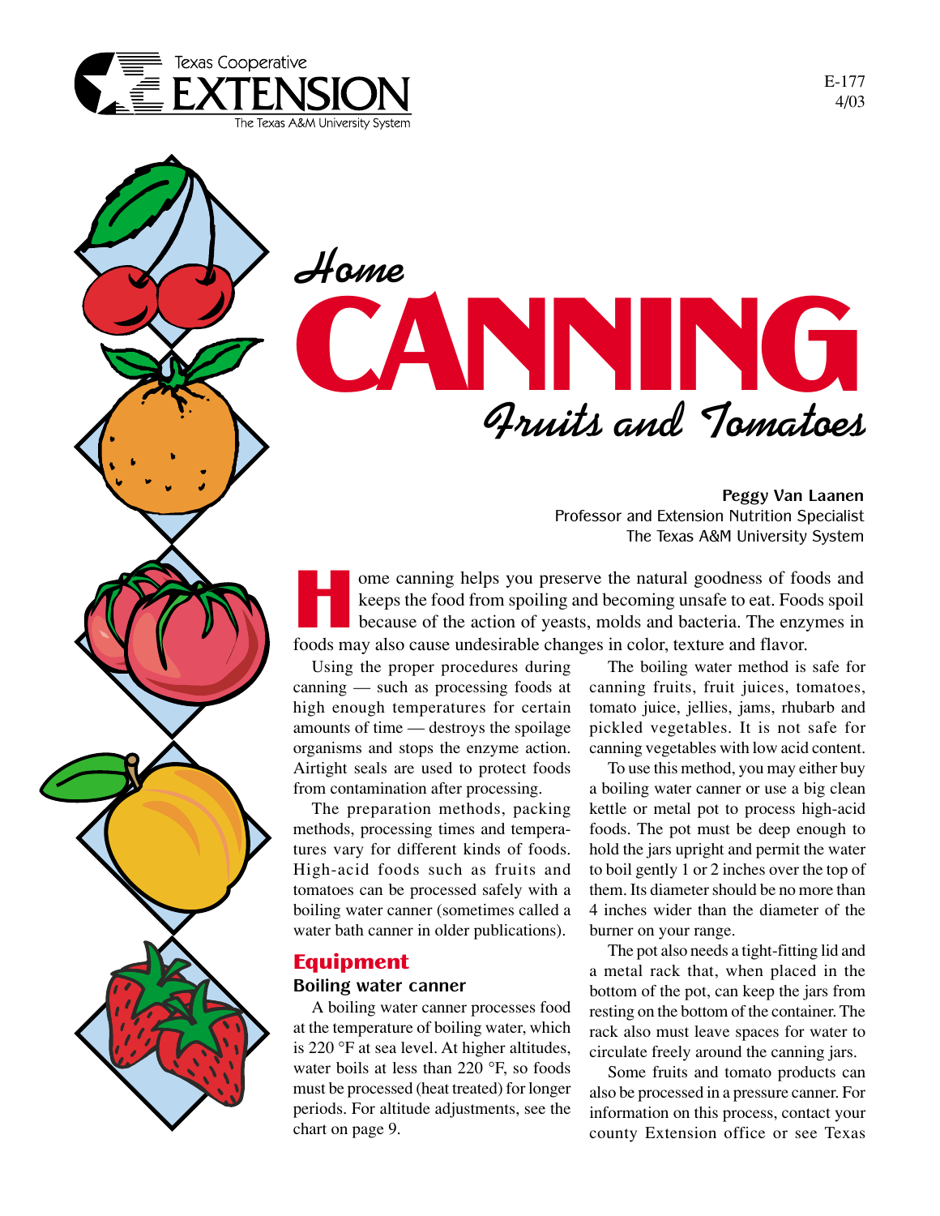Texas Cooperative EXTENSION
The Texas A&M University System

E-177
4/03

# *Home* CANNING *Fruits and Tomatoes*

**Peggy Van Laanen**
Professor and Extension Nutrition Specialist
The Texas A&M University System

Home canning helps you preserve the natural goodness of foods and keeps the food from spoiling and becoming unsafe to eat. Foods spoil because of the action of yeasts, molds and bacteria. The enzymes in foods may also cause undesirable changes in color, texture and flavor.

Using the proper procedures during canning — such as processing foods at high enough temperatures for certain amounts of time — destroys the spoilage organisms and stops the enzyme action. Airtight seals are used to protect foods from contamination after processing.

The preparation methods, packing methods, processing times and temperatures vary for different kinds of foods. High-acid foods such as fruits and tomatoes can be processed safely with a boiling water canner (sometimes called a water bath canner in older publications).

## Equipment

### Boiling water canner

A boiling water canner processes food at the temperature of boiling water, which is 220 °F at sea level. At higher altitudes, water boils at less than 220 °F, so foods must be processed (heat treated) for longer periods. For altitude adjustments, see the chart on page 9.

The boiling water method is safe for canning fruits, fruit juices, tomatoes, tomato juice, jellies, jams, rhubarb and pickled vegetables. It is not safe for canning vegetables with low acid content.

To use this method, you may either buy a boiling water canner or use a big clean kettle or metal pot to process high-acid foods. The pot must be deep enough to hold the jars upright and permit the water to boil gently 1 or 2 inches over the top of them. Its diameter should be no more than 4 inches wider than the diameter of the burner on your range.

The pot also needs a tight-fitting lid and a metal rack that, when placed in the bottom of the pot, can keep the jars from resting on the bottom of the container. The rack also must leave spaces for water to circulate freely around the canning jars.

Some fruits and tomato products can also be processed in a pressure canner. For information on this process, contact your county Extension office or see Texas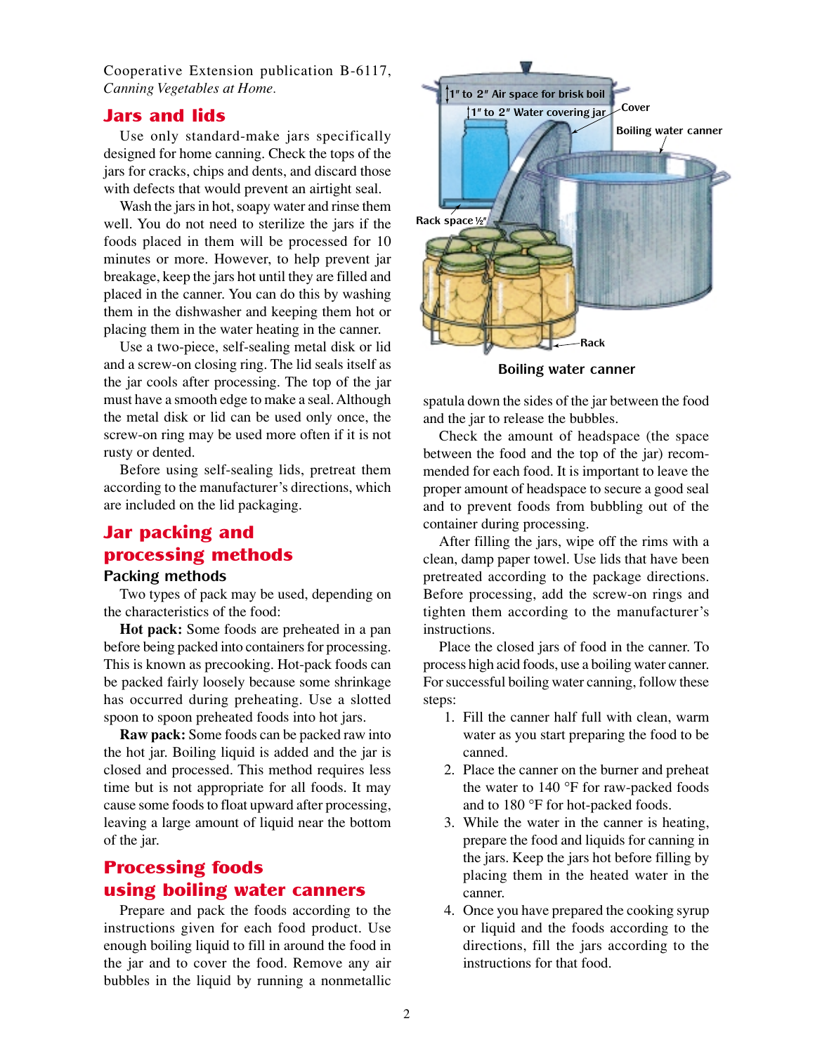Cooperative Extension publication B-6117, *Canning Vegetables at Home.*

## Jars and lids

Use only standard-make jars specifically designed for home canning. Check the tops of the jars for cracks, chips and dents, and discard those with defects that would prevent an airtight seal.

Wash the jars in hot, soapy water and rinse them well. You do not need to sterilize the jars if the foods placed in them will be processed for 10 minutes or more. However, to help prevent jar breakage, keep the jars hot until they are filled and placed in the canner. You can do this by washing them in the dishwasher and keeping them hot or placing them in the water heating in the canner.

Use a two-piece, self-sealing metal disk or lid and a screw-on closing ring. The lid seals itself as the jar cools after processing. The top of the jar must have a smooth edge to make a seal. Although the metal disk or lid can be used only once, the screw-on ring may be used more often if it is not rusty or dented.

Before using self-sealing lids, pretreat them according to the manufacturer's directions, which are included on the lid packaging.

## Jar packing and processing methods

### Packing methods

Two types of pack may be used, depending on the characteristics of the food:

**Hot pack:** Some foods are preheated in a pan before being packed into containers for processing. This is known as precooking. Hot-pack foods can be packed fairly loosely because some shrinkage has occurred during preheating. Use a slotted spoon to spoon preheated foods into hot jars.

**Raw pack:** Some foods can be packed raw into the hot jar. Boiling liquid is added and the jar is closed and processed. This method requires less time but is not appropriate for all foods. It may cause some foods to float upward after processing, leaving a large amount of liquid near the bottom of the jar.

## Processing foods using boiling water canners

Prepare and pack the foods according to the instructions given for each food product. Use enough boiling liquid to fill in around the food in the jar and to cover the food. Remove any air bubbles in the liquid by running a nonmetallic spatula down the sides of the jar between the food and the jar to release the bubbles.

1″ to 2″ Air space for brisk boil
1″ to 2″ Water covering jar
Cover
Boiling water canner
Rack space ½″
Rack

**Boiling water canner**

Check the amount of headspace (the space between the food and the top of the jar) recommended for each food. It is important to leave the proper amount of headspace to secure a good seal and to prevent foods from bubbling out of the container during processing.

After filling the jars, wipe off the rims with a clean, damp paper towel. Use lids that have been pretreated according to the package directions. Before processing, add the screw-on rings and tighten them according to the manufacturer's instructions.

Place the closed jars of food in the canner. To process high acid foods, use a boiling water canner. For successful boiling water canning, follow these steps:

1. Fill the canner half full with clean, warm water as you start preparing the food to be canned.
2. Place the canner on the burner and preheat the water to 140 °F for raw-packed foods and to 180 °F for hot-packed foods.
3. While the water in the canner is heating, prepare the food and liquids for canning in the jars. Keep the jars hot before filling by placing them in the heated water in the canner.
4. Once you have prepared the cooking syrup or liquid and the foods according to the directions, fill the jars according to the instructions for that food.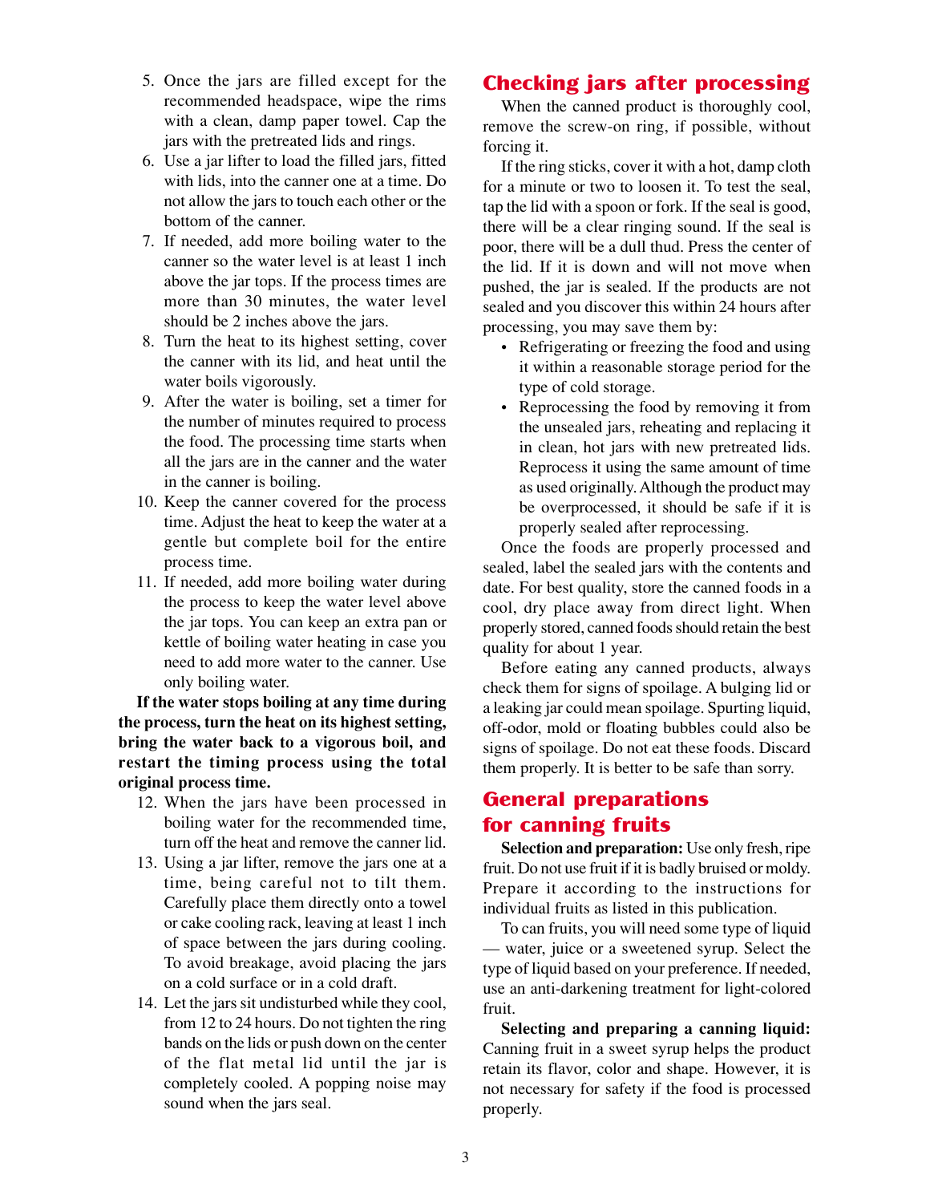5. Once the jars are filled except for the recommended headspace, wipe the rims with a clean, damp paper towel. Cap the jars with the pretreated lids and rings.
6. Use a jar lifter to load the filled jars, fitted with lids, into the canner one at a time. Do not allow the jars to touch each other or the bottom of the canner.
7. If needed, add more boiling water to the canner so the water level is at least 1 inch above the jar tops. If the process times are more than 30 minutes, the water level should be 2 inches above the jars.
8. Turn the heat to its highest setting, cover the canner with its lid, and heat until the water boils vigorously.
9. After the water is boiling, set a timer for the number of minutes required to process the food. The processing time starts when all the jars are in the canner and the water in the canner is boiling.
10. Keep the canner covered for the process time. Adjust the heat to keep the water at a gentle but complete boil for the entire process time.
11. If needed, add more boiling water during the process to keep the water level above the jar tops. You can keep an extra pan or kettle of boiling water heating in case you need to add more water to the canner. Use only boiling water.

**If the water stops boiling at any time during the process, turn the heat on its highest setting, bring the water back to a vigorous boil, and restart the timing process using the total original process time.**

12. When the jars have been processed in boiling water for the recommended time, turn off the heat and remove the canner lid.
13. Using a jar lifter, remove the jars one at a time, being careful not to tilt them. Carefully place them directly onto a towel or cake cooling rack, leaving at least 1 inch of space between the jars during cooling. To avoid breakage, avoid placing the jars on a cold surface or in a cold draft.
14. Let the jars sit undisturbed while they cool, from 12 to 24 hours. Do not tighten the ring bands on the lids or push down on the center of the flat metal lid until the jar is completely cooled. A popping noise may sound when the jars seal.

## Checking jars after processing

When the canned product is thoroughly cool, remove the screw-on ring, if possible, without forcing it.

If the ring sticks, cover it with a hot, damp cloth for a minute or two to loosen it. To test the seal, tap the lid with a spoon or fork. If the seal is good, there will be a clear ringing sound. If the seal is poor, there will be a dull thud. Press the center of the lid. If it is down and will not move when pushed, the jar is sealed. If the products are not sealed and you discover this within 24 hours after processing, you may save them by:

- Refrigerating or freezing the food and using it within a reasonable storage period for the type of cold storage.
- Reprocessing the food by removing it from the unsealed jars, reheating and replacing it in clean, hot jars with new pretreated lids. Reprocess it using the same amount of time as used originally. Although the product may be overprocessed, it should be safe if it is properly sealed after reprocessing.

Once the foods are properly processed and sealed, label the sealed jars with the contents and date. For best quality, store the canned foods in a cool, dry place away from direct light. When properly stored, canned foods should retain the best quality for about 1 year.

Before eating any canned products, always check them for signs of spoilage. A bulging lid or a leaking jar could mean spoilage. Spurting liquid, off-odor, mold or floating bubbles could also be signs of spoilage. Do not eat these foods. Discard them properly. It is better to be safe than sorry.

## General preparations for canning fruits

**Selection and preparation:** Use only fresh, ripe fruit. Do not use fruit if it is badly bruised or moldy. Prepare it according to the instructions for individual fruits as listed in this publication.

To can fruits, you will need some type of liquid — water, juice or a sweetened syrup. Select the type of liquid based on your preference. If needed, use an anti-darkening treatment for light-colored fruit.

**Selecting and preparing a canning liquid:** Canning fruit in a sweet syrup helps the product retain its flavor, color and shape. However, it is not necessary for safety if the food is processed properly.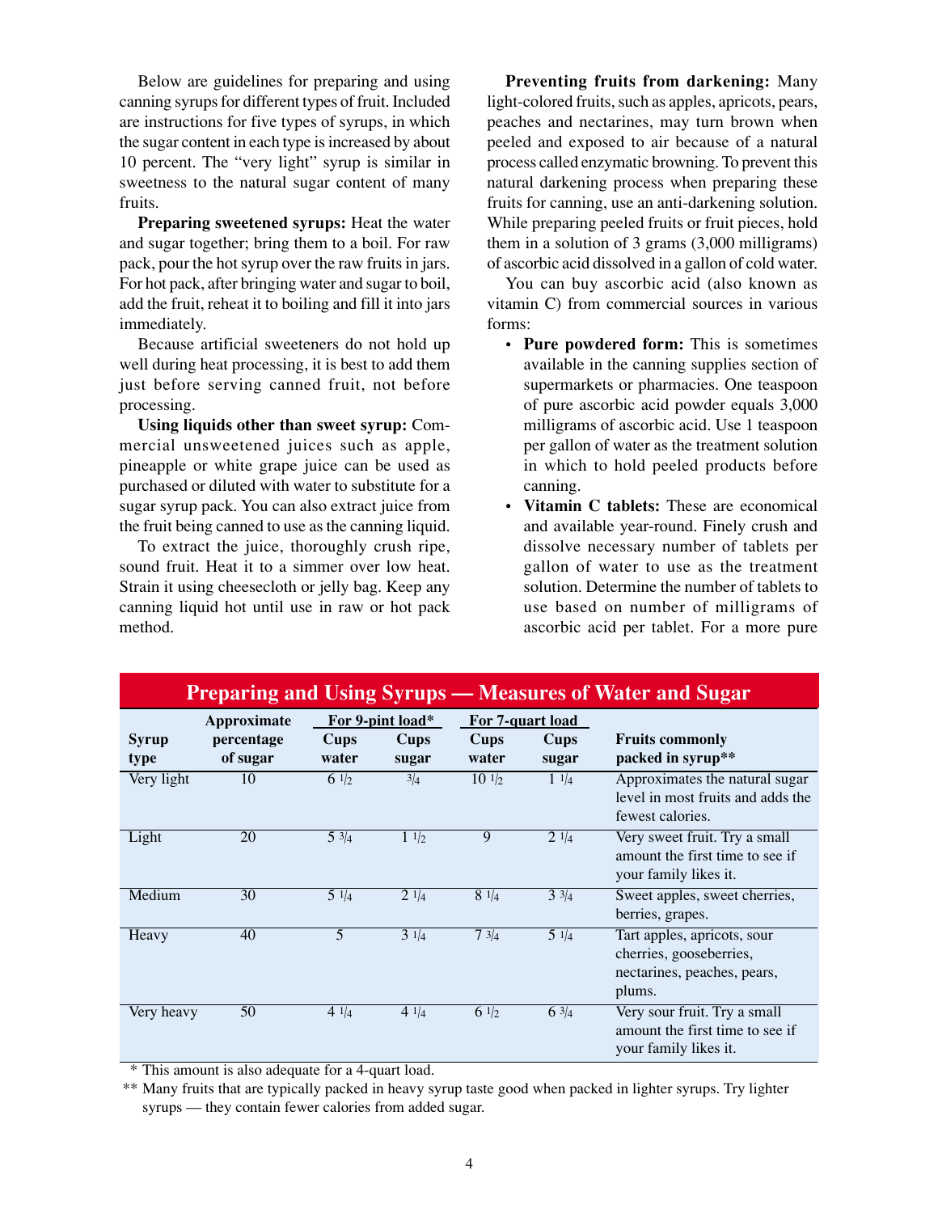Below are guidelines for preparing and using canning syrups for different types of fruit. Included are instructions for five types of syrups, in which the sugar content in each type is increased by about 10 percent. The "very light" syrup is similar in sweetness to the natural sugar content of many fruits.

**Preparing sweetened syrups:** Heat the water and sugar together; bring them to a boil. For raw pack, pour the hot syrup over the raw fruits in jars. For hot pack, after bringing water and sugar to boil, add the fruit, reheat it to boiling and fill it into jars immediately.

Because artificial sweeteners do not hold up well during heat processing, it is best to add them just before serving canned fruit, not before processing.

**Using liquids other than sweet syrup:** Commercial unsweetened juices such as apple, pineapple or white grape juice can be used as purchased or diluted with water to substitute for a sugar syrup pack. You can also extract juice from the fruit being canned to use as the canning liquid.

To extract the juice, thoroughly crush ripe, sound fruit. Heat it to a simmer over low heat. Strain it using cheesecloth or jelly bag. Keep any canning liquid hot until use in raw or hot pack method.

**Preventing fruits from darkening:** Many light-colored fruits, such as apples, apricots, pears, peaches and nectarines, may turn brown when peeled and exposed to air because of a natural process called enzymatic browning. To prevent this natural darkening process when preparing these fruits for canning, use an anti-darkening solution. While preparing peeled fruits or fruit pieces, hold them in a solution of 3 grams (3,000 milligrams) of ascorbic acid dissolved in a gallon of cold water.

You can buy ascorbic acid (also known as vitamin C) from commercial sources in various forms:

- **Pure powdered form:** This is sometimes available in the canning supplies section of supermarkets or pharmacies. One teaspoon of pure ascorbic acid powder equals 3,000 milligrams of ascorbic acid. Use 1 teaspoon per gallon of water as the treatment solution in which to hold peeled products before canning.
- **Vitamin C tablets:** These are economical and available year-round. Finely crush and dissolve necessary number of tablets per gallon of water to use as the treatment solution. Determine the number of tablets to use based on number of milligrams of ascorbic acid per tablet. For a more pure

## Preparing and Using Syrups — Measures of Water and Sugar

| Syrup type | Approximate percentage of sugar | For 9-pint load* | | For 7-quart load | | Fruits commonly packed in syrup** |
|---|---|---|---|---|---|---|
| | | Cups water | Cups sugar | Cups water | Cups sugar | |
| Very light | 10 | 6 1/2 | 3/4 | 10 1/2 | 1 1/4 | Approximates the natural sugar level in most fruits and adds the fewest calories. |
| Light | 20 | 5 3/4 | 1 1/2 | 9 | 2 1/4 | Very sweet fruit. Try a small amount the first time to see if your family likes it. |
| Medium | 30 | 5 1/4 | 2 1/4 | 8 1/4 | 3 3/4 | Sweet apples, sweet cherries, berries, grapes. |
| Heavy | 40 | 5 | 3 1/4 | 7 3/4 | 5 1/4 | Tart apples, apricots, sour cherries, gooseberries, nectarines, peaches, pears, plums. |
| Very heavy | 50 | 4 1/4 | 4 1/4 | 6 1/2 | 6 3/4 | Very sour fruit. Try a small amount the first time to see if your family likes it. |

\* This amount is also adequate for a 4-quart load.

** Many fruits that are typically packed in heavy syrup taste good when packed in lighter syrups. Try lighter syrups — they contain fewer calories from added sugar.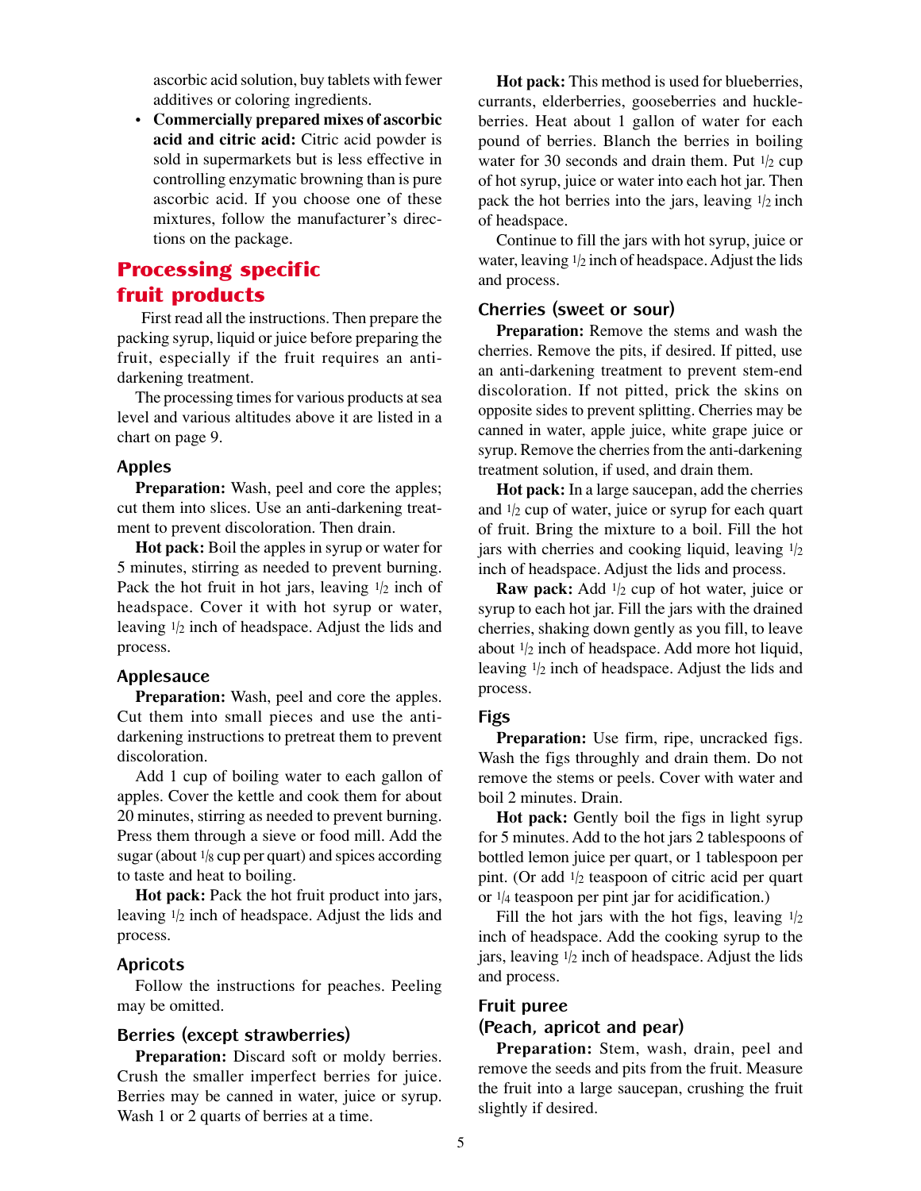ascorbic acid solution, buy tablets with fewer additives or coloring ingredients.

- **Commercially prepared mixes of ascorbic acid and citric acid:** Citric acid powder is sold in supermarkets but is less effective in controlling enzymatic browning than is pure ascorbic acid. If you choose one of these mixtures, follow the manufacturer's directions on the package.

## Processing specific fruit products

First read all the instructions. Then prepare the packing syrup, liquid or juice before preparing the fruit, especially if the fruit requires an anti-darkening treatment.

The processing times for various products at sea level and various altitudes above it are listed in a chart on page 9.

### Apples

**Preparation:** Wash, peel and core the apples; cut them into slices. Use an anti-darkening treatment to prevent discoloration. Then drain.

**Hot pack:** Boil the apples in syrup or water for 5 minutes, stirring as needed to prevent burning. Pack the hot fruit in hot jars, leaving 1/2 inch of headspace. Cover it with hot syrup or water, leaving 1/2 inch of headspace. Adjust the lids and process.

### Applesauce

**Preparation:** Wash, peel and core the apples. Cut them into small pieces and use the anti-darkening instructions to pretreat them to prevent discoloration.

Add 1 cup of boiling water to each gallon of apples. Cover the kettle and cook them for about 20 minutes, stirring as needed to prevent burning. Press them through a sieve or food mill. Add the sugar (about 1/8 cup per quart) and spices according to taste and heat to boiling.

**Hot pack:** Pack the hot fruit product into jars, leaving 1/2 inch of headspace. Adjust the lids and process.

### Apricots

Follow the instructions for peaches. Peeling may be omitted.

### Berries (except strawberries)

**Preparation:** Discard soft or moldy berries. Crush the smaller imperfect berries for juice. Berries may be canned in water, juice or syrup. Wash 1 or 2 quarts of berries at a time.

**Hot pack:** This method is used for blueberries, currants, elderberries, gooseberries and huckleberries. Heat about 1 gallon of water for each pound of berries. Blanch the berries in boiling water for 30 seconds and drain them. Put 1/2 cup of hot syrup, juice or water into each hot jar. Then pack the hot berries into the jars, leaving 1/2 inch of headspace.

Continue to fill the jars with hot syrup, juice or water, leaving 1/2 inch of headspace. Adjust the lids and process.

### Cherries (sweet or sour)

**Preparation:** Remove the stems and wash the cherries. Remove the pits, if desired. If pitted, use an anti-darkening treatment to prevent stem-end discoloration. If not pitted, prick the skins on opposite sides to prevent splitting. Cherries may be canned in water, apple juice, white grape juice or syrup. Remove the cherries from the anti-darkening treatment solution, if used, and drain them.

**Hot pack:** In a large saucepan, add the cherries and 1/2 cup of water, juice or syrup for each quart of fruit. Bring the mixture to a boil. Fill the hot jars with cherries and cooking liquid, leaving 1/2 inch of headspace. Adjust the lids and process.

**Raw pack:** Add 1/2 cup of hot water, juice or syrup to each hot jar. Fill the jars with the drained cherries, shaking down gently as you fill, to leave about 1/2 inch of headspace. Add more hot liquid, leaving 1/2 inch of headspace. Adjust the lids and process.

### Figs

**Preparation:** Use firm, ripe, uncracked figs. Wash the figs throughly and drain them. Do not remove the stems or peels. Cover with water and boil 2 minutes. Drain.

**Hot pack:** Gently boil the figs in light syrup for 5 minutes. Add to the hot jars 2 tablespoons of bottled lemon juice per quart, or 1 tablespoon per pint. (Or add 1/2 teaspoon of citric acid per quart or 1/4 teaspoon per pint jar for acidification.)

Fill the hot jars with the hot figs, leaving 1/2 inch of headspace. Add the cooking syrup to the jars, leaving 1/2 inch of headspace. Adjust the lids and process.

### Fruit puree (Peach, apricot and pear)

**Preparation:** Stem, wash, drain, peel and remove the seeds and pits from the fruit. Measure the fruit into a large saucepan, crushing the fruit slightly if desired.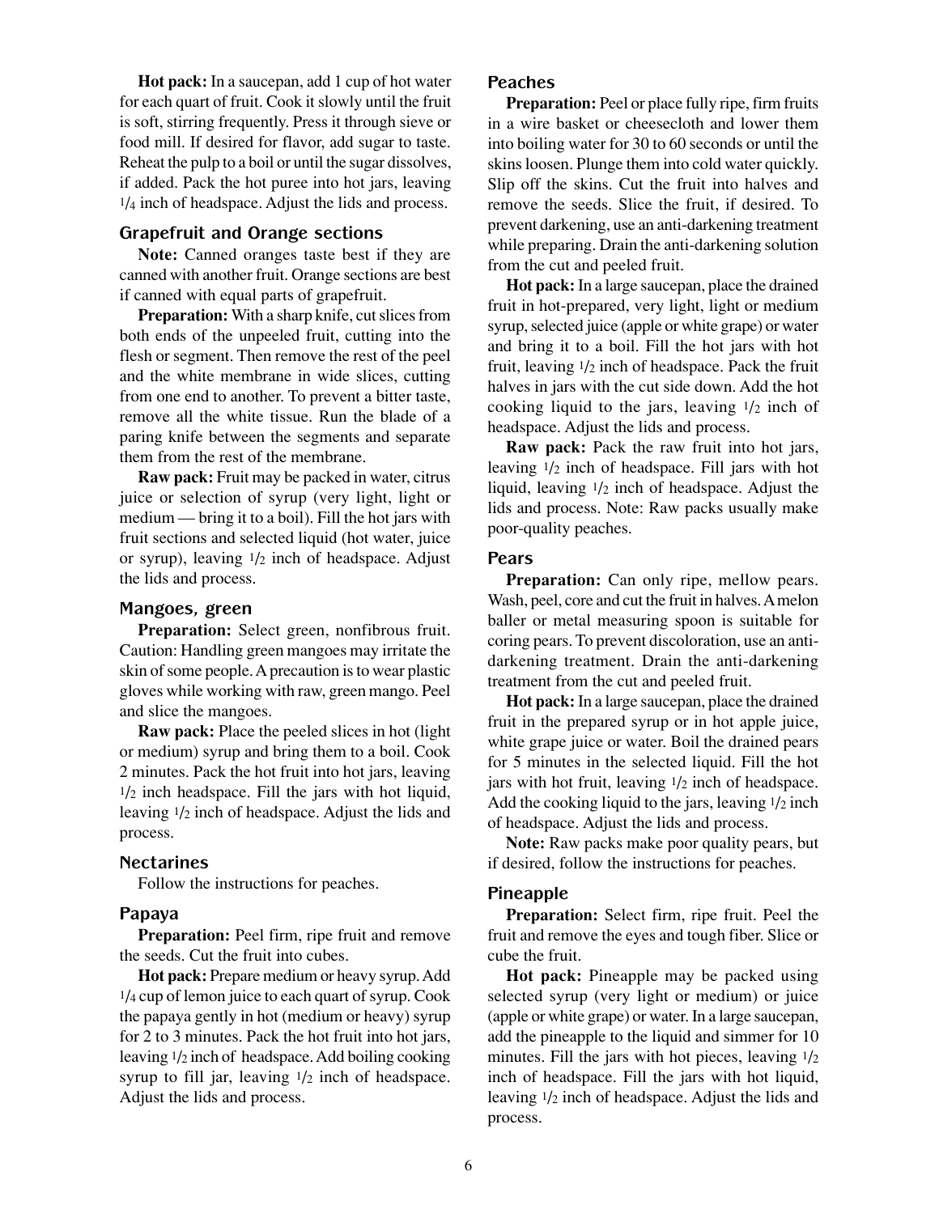**Hot pack:** In a saucepan, add 1 cup of hot water for each quart of fruit. Cook it slowly until the fruit is soft, stirring frequently. Press it through sieve or food mill. If desired for flavor, add sugar to taste. Reheat the pulp to a boil or until the sugar dissolves, if added. Pack the hot puree into hot jars, leaving 1/4 inch of headspace. Adjust the lids and process.

### Grapefruit and Orange sections

**Note:** Canned oranges taste best if they are canned with another fruit. Orange sections are best if canned with equal parts of grapefruit.

**Preparation:** With a sharp knife, cut slices from both ends of the unpeeled fruit, cutting into the flesh or segment. Then remove the rest of the peel and the white membrane in wide slices, cutting from one end to another. To prevent a bitter taste, remove all the white tissue. Run the blade of a paring knife between the segments and separate them from the rest of the membrane.

**Raw pack:** Fruit may be packed in water, citrus juice or selection of syrup (very light, light or medium — bring it to a boil). Fill the hot jars with fruit sections and selected liquid (hot water, juice or syrup), leaving 1/2 inch of headspace. Adjust the lids and process.

### Mangoes, green

**Preparation:** Select green, nonfibrous fruit. Caution: Handling green mangoes may irritate the skin of some people. A precaution is to wear plastic gloves while working with raw, green mango. Peel and slice the mangoes.

**Raw pack:** Place the peeled slices in hot (light or medium) syrup and bring them to a boil. Cook 2 minutes. Pack the hot fruit into hot jars, leaving 1/2 inch headspace. Fill the jars with hot liquid, leaving 1/2 inch of headspace. Adjust the lids and process.

### Nectarines

Follow the instructions for peaches.

### Papaya

**Preparation:** Peel firm, ripe fruit and remove the seeds. Cut the fruit into cubes.

**Hot pack:** Prepare medium or heavy syrup. Add 1/4 cup of lemon juice to each quart of syrup. Cook the papaya gently in hot (medium or heavy) syrup for 2 to 3 minutes. Pack the hot fruit into hot jars, leaving 1/2 inch of headspace. Add boiling cooking syrup to fill jar, leaving 1/2 inch of headspace. Adjust the lids and process.

### Peaches

**Preparation:** Peel or place fully ripe, firm fruits in a wire basket or cheesecloth and lower them into boiling water for 30 to 60 seconds or until the skins loosen. Plunge them into cold water quickly. Slip off the skins. Cut the fruit into halves and remove the seeds. Slice the fruit, if desired. To prevent darkening, use an anti-darkening treatment while preparing. Drain the anti-darkening solution from the cut and peeled fruit.

**Hot pack:** In a large saucepan, place the drained fruit in hot-prepared, very light, light or medium syrup, selected juice (apple or white grape) or water and bring it to a boil. Fill the hot jars with hot fruit, leaving 1/2 inch of headspace. Pack the fruit halves in jars with the cut side down. Add the hot cooking liquid to the jars, leaving 1/2 inch of headspace. Adjust the lids and process.

**Raw pack:** Pack the raw fruit into hot jars, leaving 1/2 inch of headspace. Fill jars with hot liquid, leaving 1/2 inch of headspace. Adjust the lids and process. Note: Raw packs usually make poor-quality peaches.

### Pears

**Preparation:** Can only ripe, mellow pears. Wash, peel, core and cut the fruit in halves. A melon baller or metal measuring spoon is suitable for coring pears. To prevent discoloration, use an anti-darkening treatment. Drain the anti-darkening treatment from the cut and peeled fruit.

**Hot pack:** In a large saucepan, place the drained fruit in the prepared syrup or in hot apple juice, white grape juice or water. Boil the drained pears for 5 minutes in the selected liquid. Fill the hot jars with hot fruit, leaving 1/2 inch of headspace. Add the cooking liquid to the jars, leaving 1/2 inch of headspace. Adjust the lids and process.

**Note:** Raw packs make poor quality pears, but if desired, follow the instructions for peaches.

### Pineapple

**Preparation:** Select firm, ripe fruit. Peel the fruit and remove the eyes and tough fiber. Slice or cube the fruit.

**Hot pack:** Pineapple may be packed using selected syrup (very light or medium) or juice (apple or white grape) or water. In a large saucepan, add the pineapple to the liquid and simmer for 10 minutes. Fill the jars with hot pieces, leaving 1/2 inch of headspace. Fill the jars with hot liquid, leaving 1/2 inch of headspace. Adjust the lids and process.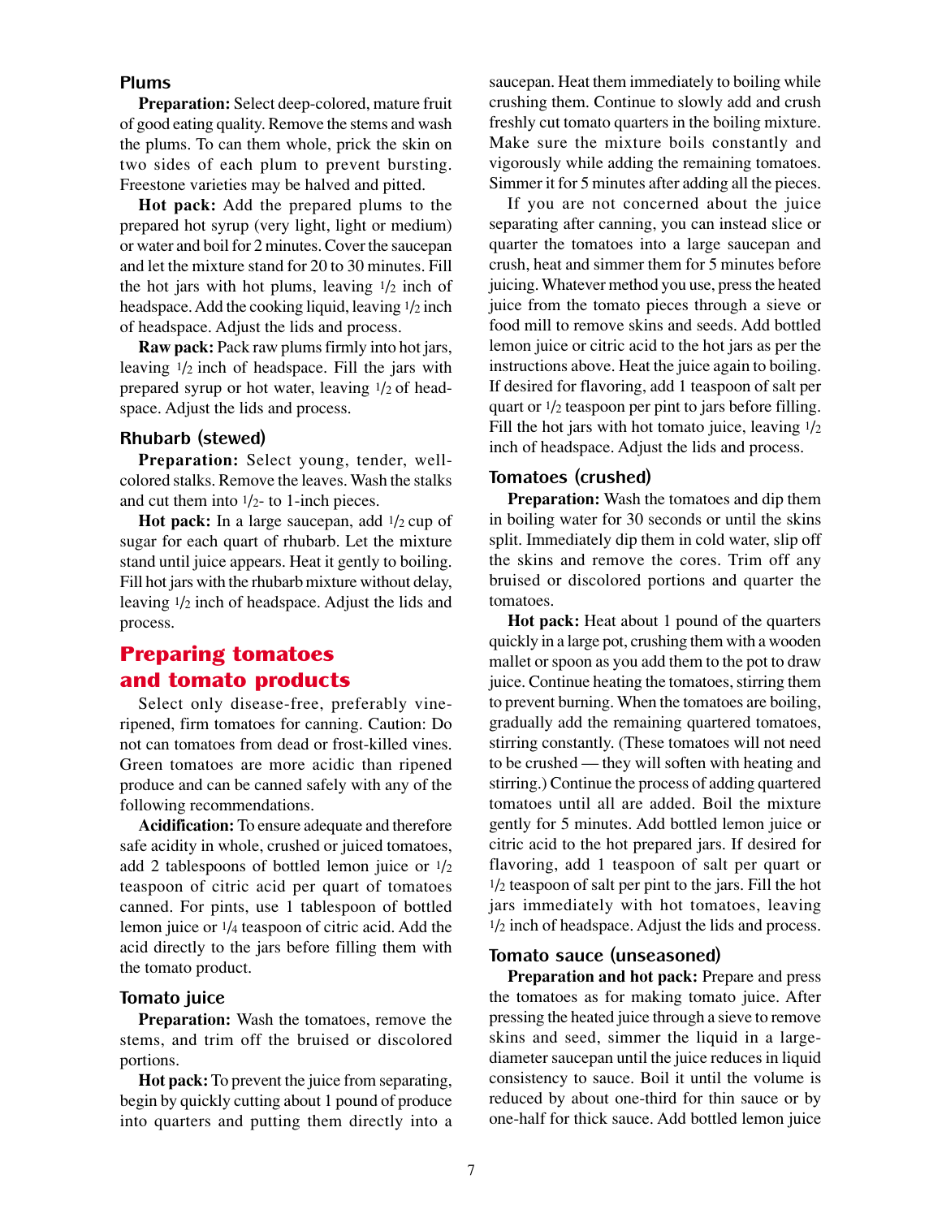### Plums

**Preparation:** Select deep-colored, mature fruit of good eating quality. Remove the stems and wash the plums. To can them whole, prick the skin on two sides of each plum to prevent bursting. Freestone varieties may be halved and pitted.

**Hot pack:** Add the prepared plums to the prepared hot syrup (very light, light or medium) or water and boil for 2 minutes. Cover the saucepan and let the mixture stand for 20 to 30 minutes. Fill the hot jars with hot plums, leaving 1/2 inch of headspace. Add the cooking liquid, leaving 1/2 inch of headspace. Adjust the lids and process.

**Raw pack:** Pack raw plums firmly into hot jars, leaving 1/2 inch of headspace. Fill the jars with prepared syrup or hot water, leaving 1/2 of headspace. Adjust the lids and process.

### Rhubarb (stewed)

**Preparation:** Select young, tender, well-colored stalks. Remove the leaves. Wash the stalks and cut them into 1/2- to 1-inch pieces.

**Hot pack:** In a large saucepan, add 1/2 cup of sugar for each quart of rhubarb. Let the mixture stand until juice appears. Heat it gently to boiling. Fill hot jars with the rhubarb mixture without delay, leaving 1/2 inch of headspace. Adjust the lids and process.

## Preparing tomatoes and tomato products

Select only disease-free, preferably vine-ripened, firm tomatoes for canning. Caution: Do not can tomatoes from dead or frost-killed vines. Green tomatoes are more acidic than ripened produce and can be canned safely with any of the following recommendations.

**Acidification:** To ensure adequate and therefore safe acidity in whole, crushed or juiced tomatoes, add 2 tablespoons of bottled lemon juice or 1/2 teaspoon of citric acid per quart of tomatoes canned. For pints, use 1 tablespoon of bottled lemon juice or 1/4 teaspoon of citric acid. Add the acid directly to the jars before filling them with the tomato product.

### Tomato juice

**Preparation:** Wash the tomatoes, remove the stems, and trim off the bruised or discolored portions.

**Hot pack:** To prevent the juice from separating, begin by quickly cutting about 1 pound of produce into quarters and putting them directly into a saucepan. Heat them immediately to boiling while crushing them. Continue to slowly add and crush freshly cut tomato quarters in the boiling mixture. Make sure the mixture boils constantly and vigorously while adding the remaining tomatoes. Simmer it for 5 minutes after adding all the pieces.

If you are not concerned about the juice separating after canning, you can instead slice or quarter the tomatoes into a large saucepan and crush, heat and simmer them for 5 minutes before juicing. Whatever method you use, press the heated juice from the tomato pieces through a sieve or food mill to remove skins and seeds. Add bottled lemon juice or citric acid to the hot jars as per the instructions above. Heat the juice again to boiling. If desired for flavoring, add 1 teaspoon of salt per quart or 1/2 teaspoon per pint to jars before filling. Fill the hot jars with hot tomato juice, leaving 1/2 inch of headspace. Adjust the lids and process.

### Tomatoes (crushed)

**Preparation:** Wash the tomatoes and dip them in boiling water for 30 seconds or until the skins split. Immediately dip them in cold water, slip off the skins and remove the cores. Trim off any bruised or discolored portions and quarter the tomatoes.

**Hot pack:** Heat about 1 pound of the quarters quickly in a large pot, crushing them with a wooden mallet or spoon as you add them to the pot to draw juice. Continue heating the tomatoes, stirring them to prevent burning. When the tomatoes are boiling, gradually add the remaining quartered tomatoes, stirring constantly. (These tomatoes will not need to be crushed — they will soften with heating and stirring.) Continue the process of adding quartered tomatoes until all are added. Boil the mixture gently for 5 minutes. Add bottled lemon juice or citric acid to the hot prepared jars. If desired for flavoring, add 1 teaspoon of salt per quart or 1/2 teaspoon of salt per pint to the jars. Fill the hot jars immediately with hot tomatoes, leaving 1/2 inch of headspace. Adjust the lids and process.

### Tomato sauce (unseasoned)

**Preparation and hot pack:** Prepare and press the tomatoes as for making tomato juice. After pressing the heated juice through a sieve to remove skins and seed, simmer the liquid in a large-diameter saucepan until the juice reduces in liquid consistency to sauce. Boil it until the volume is reduced by about one-third for thin sauce or by one-half for thick sauce. Add bottled lemon juice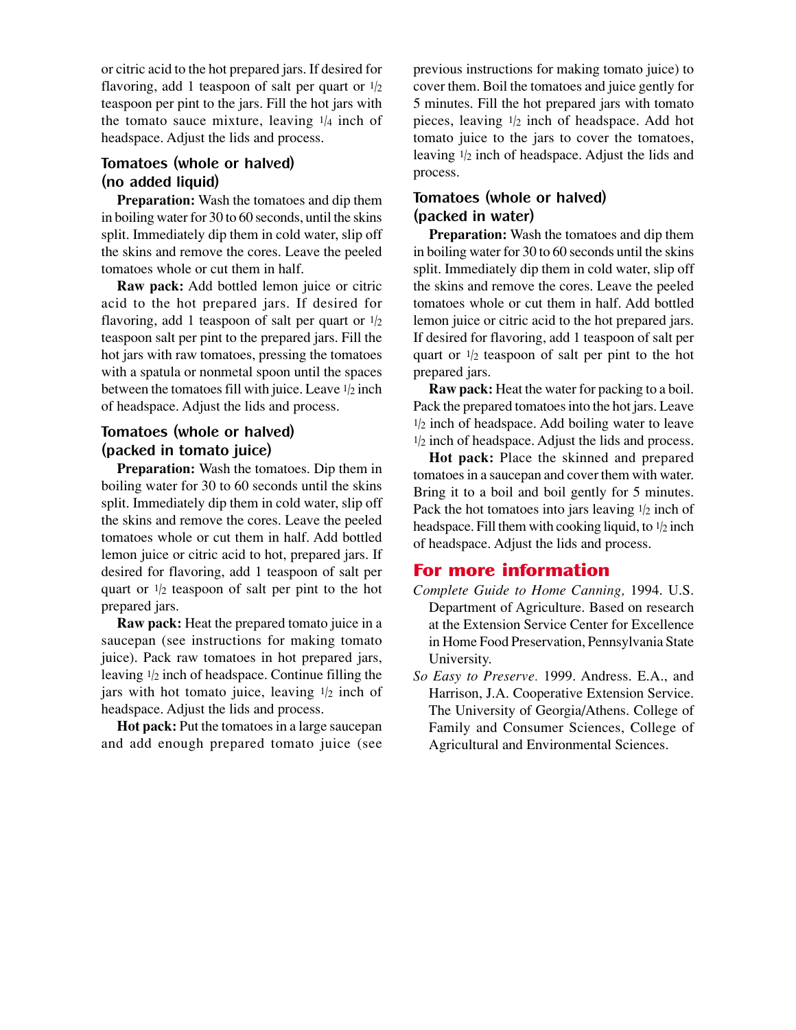or citric acid to the hot prepared jars. If desired for flavoring, add 1 teaspoon of salt per quart or 1/2 teaspoon per pint to the jars. Fill the hot jars with the tomato sauce mixture, leaving 1/4 inch of headspace. Adjust the lids and process.

### Tomatoes (whole or halved) (no added liquid)

**Preparation:** Wash the tomatoes and dip them in boiling water for 30 to 60 seconds, until the skins split. Immediately dip them in cold water, slip off the skins and remove the cores. Leave the peeled tomatoes whole or cut them in half.

**Raw pack:** Add bottled lemon juice or citric acid to the hot prepared jars. If desired for flavoring, add 1 teaspoon of salt per quart or 1/2 teaspoon salt per pint to the prepared jars. Fill the hot jars with raw tomatoes, pressing the tomatoes with a spatula or nonmetal spoon until the spaces between the tomatoes fill with juice. Leave 1/2 inch of headspace. Adjust the lids and process.

### Tomatoes (whole or halved) (packed in tomato juice)

**Preparation:** Wash the tomatoes. Dip them in boiling water for 30 to 60 seconds until the skins split. Immediately dip them in cold water, slip off the skins and remove the cores. Leave the peeled tomatoes whole or cut them in half. Add bottled lemon juice or citric acid to hot, prepared jars. If desired for flavoring, add 1 teaspoon of salt per quart or 1/2 teaspoon of salt per pint to the hot prepared jars.

**Raw pack:** Heat the prepared tomato juice in a saucepan (see instructions for making tomato juice). Pack raw tomatoes in hot prepared jars, leaving 1/2 inch of headspace. Continue filling the jars with hot tomato juice, leaving 1/2 inch of headspace. Adjust the lids and process.

**Hot pack:** Put the tomatoes in a large saucepan and add enough prepared tomato juice (see previous instructions for making tomato juice) to cover them. Boil the tomatoes and juice gently for 5 minutes. Fill the hot prepared jars with tomato pieces, leaving 1/2 inch of headspace. Add hot tomato juice to the jars to cover the tomatoes, leaving 1/2 inch of headspace. Adjust the lids and process.

### Tomatoes (whole or halved) (packed in water)

**Preparation:** Wash the tomatoes and dip them in boiling water for 30 to 60 seconds until the skins split. Immediately dip them in cold water, slip off the skins and remove the cores. Leave the peeled tomatoes whole or cut them in half. Add bottled lemon juice or citric acid to the hot prepared jars. If desired for flavoring, add 1 teaspoon of salt per quart or 1/2 teaspoon of salt per pint to the hot prepared jars.

**Raw pack:** Heat the water for packing to a boil. Pack the prepared tomatoes into the hot jars. Leave 1/2 inch of headspace. Add boiling water to leave 1/2 inch of headspace. Adjust the lids and process.

**Hot pack:** Place the skinned and prepared tomatoes in a saucepan and cover them with water. Bring it to a boil and boil gently for 5 minutes. Pack the hot tomatoes into jars leaving 1/2 inch of headspace. Fill them with cooking liquid, to 1/2 inch of headspace. Adjust the lids and process.

## For more information

*Complete Guide to Home Canning,* 1994. U.S. Department of Agriculture. Based on research at the Extension Service Center for Excellence in Home Food Preservation, Pennsylvania State University.

*So Easy to Preserve.* 1999. Andress. E.A., and Harrison, J.A. Cooperative Extension Service. The University of Georgia/Athens. College of Family and Consumer Sciences, College of Agricultural and Environmental Sciences.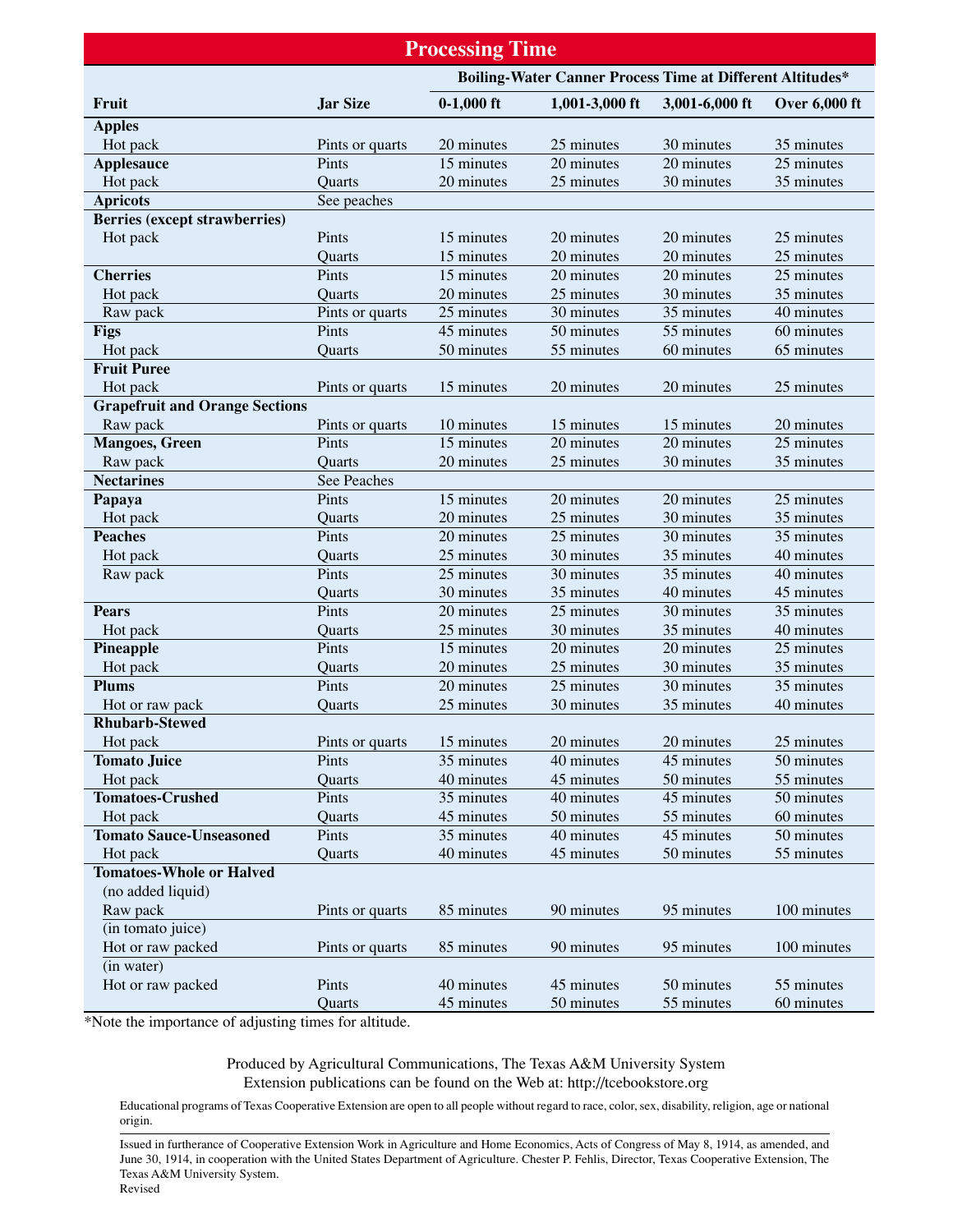## Processing Time

| Fruit | Jar Size | Boiling-Water Canner Process Time at Different Altitudes* | | | |
|---|---|---|---|---|---|
| | | 0-1,000 ft | 1,001-3,000 ft | 3,001-6,000 ft | Over 6,000 ft |
| **Apples** | | | | | |
| Hot pack | Pints or quarts | 20 minutes | 25 minutes | 30 minutes | 35 minutes |
| **Applesauce** | Pints | 15 minutes | 20 minutes | 20 minutes | 25 minutes |
| Hot pack | Quarts | 20 minutes | 25 minutes | 30 minutes | 35 minutes |
| **Apricots** | See peaches | | | | |
| **Berries (except strawberries)** | | | | | |
| Hot pack | Pints | 15 minutes | 20 minutes | 20 minutes | 25 minutes |
| | Quarts | 15 minutes | 20 minutes | 20 minutes | 25 minutes |
| **Cherries** | Pints | 15 minutes | 20 minutes | 20 minutes | 25 minutes |
| Hot pack | Quarts | 20 minutes | 25 minutes | 30 minutes | 35 minutes |
| Raw pack | Pints or quarts | 25 minutes | 30 minutes | 35 minutes | 40 minutes |
| **Figs** | Pints | 45 minutes | 50 minutes | 55 minutes | 60 minutes |
| Hot pack | Quarts | 50 minutes | 55 minutes | 60 minutes | 65 minutes |
| **Fruit Puree** | | | | | |
| Hot pack | Pints or quarts | 15 minutes | 20 minutes | 20 minutes | 25 minutes |
| **Grapefruit and Orange Sections** | | | | | |
| Raw pack | Pints or quarts | 10 minutes | 15 minutes | 15 minutes | 20 minutes |
| **Mangoes, Green** | Pints | 15 minutes | 20 minutes | 20 minutes | 25 minutes |
| Raw pack | Quarts | 20 minutes | 25 minutes | 30 minutes | 35 minutes |
| **Nectarines** | See Peaches | | | | |
| **Papaya** | Pints | 15 minutes | 20 minutes | 20 minutes | 25 minutes |
| Hot pack | Quarts | 20 minutes | 25 minutes | 30 minutes | 35 minutes |
| **Peaches** | Pints | 20 minutes | 25 minutes | 30 minutes | 35 minutes |
| Hot pack | Quarts | 25 minutes | 30 minutes | 35 minutes | 40 minutes |
| Raw pack | Pints | 25 minutes | 30 minutes | 35 minutes | 40 minutes |
| | Quarts | 30 minutes | 35 minutes | 40 minutes | 45 minutes |
| **Pears** | Pints | 20 minutes | 25 minutes | 30 minutes | 35 minutes |
| Hot pack | Quarts | 25 minutes | 30 minutes | 35 minutes | 40 minutes |
| **Pineapple** | Pints | 15 minutes | 20 minutes | 20 minutes | 25 minutes |
| Hot pack | Quarts | 20 minutes | 25 minutes | 30 minutes | 35 minutes |
| **Plums** | Pints | 20 minutes | 25 minutes | 30 minutes | 35 minutes |
| Hot or raw pack | Quarts | 25 minutes | 30 minutes | 35 minutes | 40 minutes |
| **Rhubarb-Stewed** | | | | | |
| Hot pack | Pints or quarts | 15 minutes | 20 minutes | 20 minutes | 25 minutes |
| **Tomato Juice** | Pints | 35 minutes | 40 minutes | 45 minutes | 50 minutes |
| Hot pack | Quarts | 40 minutes | 45 minutes | 50 minutes | 55 minutes |
| **Tomatoes-Crushed** | Pints | 35 minutes | 40 minutes | 45 minutes | 50 minutes |
| Hot pack | Quarts | 45 minutes | 50 minutes | 55 minutes | 60 minutes |
| **Tomato Sauce-Unseasoned** | Pints | 35 minutes | 40 minutes | 45 minutes | 50 minutes |
| Hot pack | Quarts | 40 minutes | 45 minutes | 50 minutes | 55 minutes |
| **Tomatoes-Whole or Halved** | | | | | |
| (no added liquid) | | | | | |
| Raw pack | Pints or quarts | 85 minutes | 90 minutes | 95 minutes | 100 minutes |
| (in tomato juice) | | | | | |
| Hot or raw packed | Pints or quarts | 85 minutes | 90 minutes | 95 minutes | 100 minutes |
| (in water) | | | | | |
| Hot or raw packed | Pints | 40 minutes | 45 minutes | 50 minutes | 55 minutes |
| | Quarts | 45 minutes | 50 minutes | 55 minutes | 60 minutes |

*Note the importance of adjusting times for altitude.

Produced by Agricultural Communications, The Texas A&M University System
Extension publications can be found on the Web at: http://tcebookstore.org

Educational programs of Texas Cooperative Extension are open to all people without regard to race, color, sex, disability, religion, age or national origin.

Issued in furtherance of Cooperative Extension Work in Agriculture and Home Economics, Acts of Congress of May 8, 1914, as amended, and June 30, 1914, in cooperation with the United States Department of Agriculture. Chester P. Fehlis, Director, Texas Cooperative Extension, The Texas A&M University System.
Revised